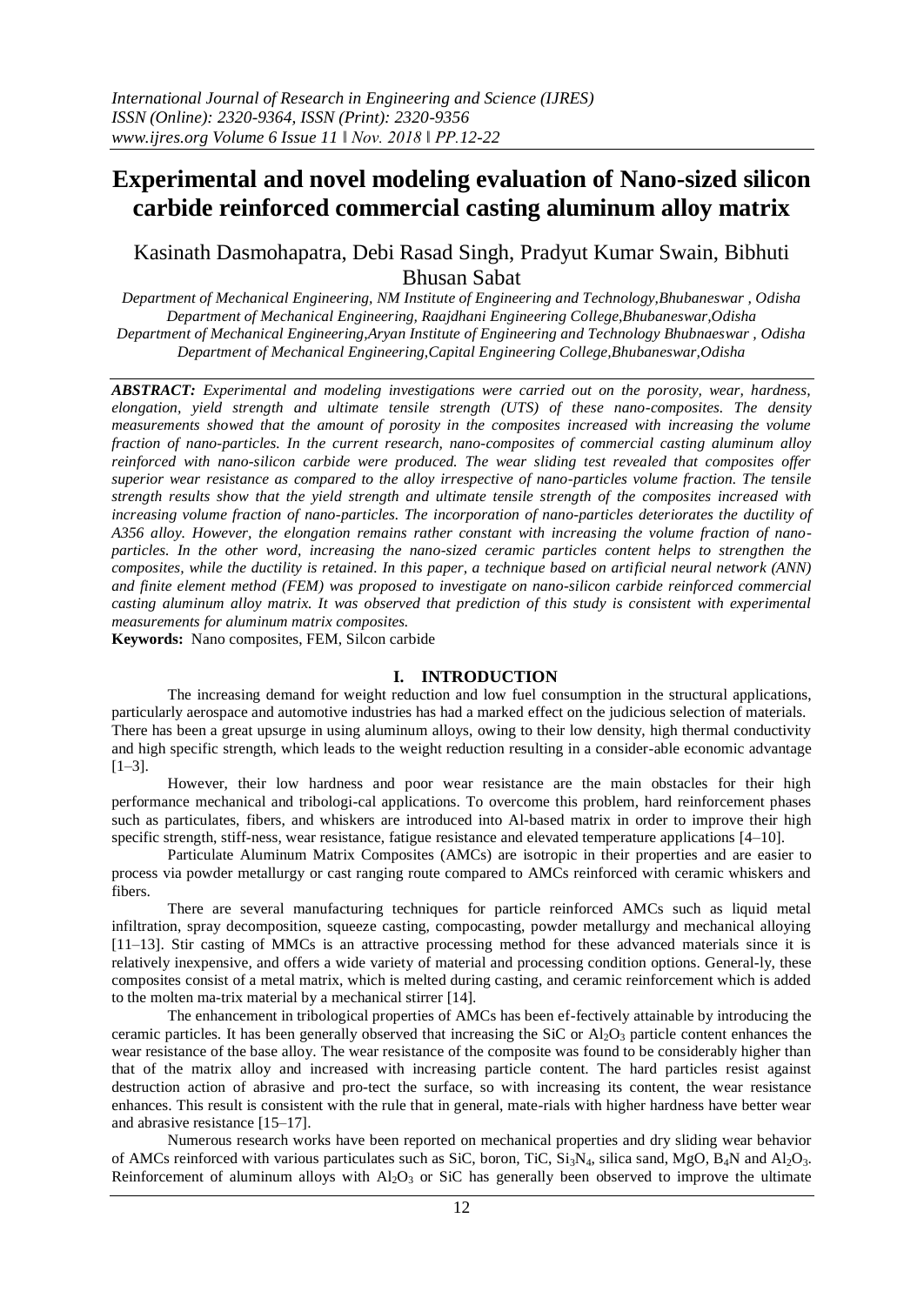# Experimental and novel modeling evaluation of Nano-sized silicon carbide reinforced commercial casting aluminum alloy matrix

Kasinath Dasmohapatra, Debi Rasad Singh, Pradyut Kumar Swain, Bibhuti Bhusan Sabat

*Department of Mechanical Engineering, NM Institute of Engineering and Technology,Bhubaneswar , Odisha*
*Department of Mechanical Engineering, Raajdhani Engineering College,Bhubaneswar,Odisha*
*Department of Mechanical Engineering,Aryan Institute of Engineering and Technology Bhubnaeswar , Odisha*
*Department of Mechanical Engineering,Capital Engineering College,Bhubaneswar,Odisha*

***ABSTRACT:*** *Experimental and modeling investigations were carried out on the porosity, wear, hardness, elongation, yield strength and ultimate tensile strength (UTS) of these nano-composites. The density measurements showed that the amount of porosity in the composites increased with increasing the volume fraction of nano-particles. In the current research, nano-composites of commercial casting aluminum alloy reinforced with nano-silicon carbide were produced. The wear sliding test revealed that composites offer superior wear resistance as compared to the alloy irrespective of nano-particles volume fraction. The tensile strength results show that the yield strength and ultimate tensile strength of the composites increased with increasing volume fraction of nano-particles. The incorporation of nano-particles deteriorates the ductility of A356 alloy. However, the elongation remains rather constant with increasing the volume fraction of nano-particles. In the other word, increasing the nano-sized ceramic particles content helps to strengthen the composites, while the ductility is retained. In this paper, a technique based on artificial neural network (ANN) and finite element method (FEM) was proposed to investigate on nano-silicon carbide reinforced commercial casting aluminum alloy matrix. It was observed that prediction of this study is consistent with experimental measurements for aluminum matrix composites.*

**Keywords:** Nano composites, FEM, Silcon carbide

## I. INTRODUCTION

The increasing demand for weight reduction and low fuel consumption in the structural applications, particularly aerospace and automotive industries has had a marked effect on the judicious selection of materials. There has been a great upsurge in using aluminum alloys, owing to their low density, high thermal conductivity and high specific strength, which leads to the weight reduction resulting in a consider-able economic advantage [1–3].

However, their low hardness and poor wear resistance are the main obstacles for their high performance mechanical and tribologi-cal applications. To overcome this problem, hard reinforcement phases such as particulates, fibers, and whiskers are introduced into Al-based matrix in order to improve their high specific strength, stiff-ness, wear resistance, fatigue resistance and elevated temperature applications [4–10].

Particulate Aluminum Matrix Composites (AMCs) are isotropic in their properties and are easier to process via powder metallurgy or cast ranging route compared to AMCs reinforced with ceramic whiskers and fibers.

There are several manufacturing techniques for particle reinforced AMCs such as liquid metal infiltration, spray decomposition, squeeze casting, compocasting, powder metallurgy and mechanical alloying [11–13]. Stir casting of MMCs is an attractive processing method for these advanced materials since it is relatively inexpensive, and offers a wide variety of material and processing condition options. General-ly, these composites consist of a metal matrix, which is melted during casting, and ceramic reinforcement which is added to the molten ma-trix material by a mechanical stirrer [14].

The enhancement in tribological properties of AMCs has been ef-fectively attainable by introducing the ceramic particles. It has been generally observed that increasing the SiC or $Al_2O_3$ particle content enhances the wear resistance of the base alloy. The wear resistance of the composite was found to be considerably higher than that of the matrix alloy and increased with increasing particle content. The hard particles resist against destruction action of abrasive and pro-tect the surface, so with increasing its content, the wear resistance enhances. This result is consistent with the rule that in general, mate-rials with higher hardness have better wear and abrasive resistance [15–17].

Numerous research works have been reported on mechanical properties and dry sliding wear behavior of AMCs reinforced with various particulates such as SiC, boron, TiC, $Si_3N_4$, silica sand, MgO, $B_4N$ and $Al_2O_3$. Reinforcement of aluminum alloys with $Al_2O_3$ or SiC has generally been observed to improve the ultimate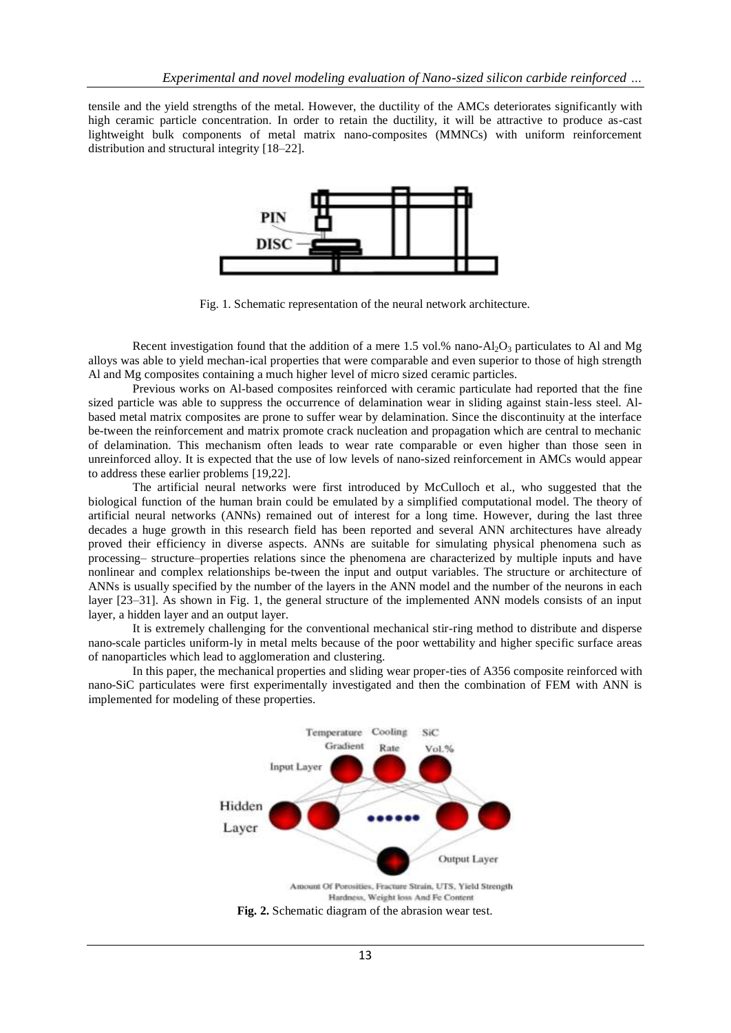tensile and the yield strengths of the metal. However, the ductility of the AMCs deteriorates significantly with high ceramic particle concentration. In order to retain the ductility, it will be attractive to produce as-cast lightweight bulk components of metal matrix nano-composites (MMNCs) with uniform reinforcement distribution and structural integrity [18–22].

Fig. 1. Schematic representation of the neural network architecture.

Recent investigation found that the addition of a mere 1.5 vol.% nano-$Al_2O_3$ particulates to Al and Mg alloys was able to yield mechan-ical properties that were comparable and even superior to those of high strength Al and Mg composites containing a much higher level of micro sized ceramic particles.

Previous works on Al-based composites reinforced with ceramic particulate had reported that the fine sized particle was able to suppress the occurrence of delamination wear in sliding against stain-less steel. Al-based metal matrix composites are prone to suffer wear by delamination. Since the discontinuity at the interface be-tween the reinforcement and matrix promote crack nucleation and propagation which are central to mechanic of delamination. This mechanism often leads to wear rate comparable or even higher than those seen in unreinforced alloy. It is expected that the use of low levels of nano-sized reinforcement in AMCs would appear to address these earlier problems [19,22].

The artificial neural networks were first introduced by McCulloch et al., who suggested that the biological function of the human brain could be emulated by a simplified computational model. The theory of artificial neural networks (ANNs) remained out of interest for a long time. However, during the last three decades a huge growth in this research field has been reported and several ANN architectures have already proved their efficiency in diverse aspects. ANNs are suitable for simulating physical phenomena such as processing– structure–properties relations since the phenomena are characterized by multiple inputs and have nonlinear and complex relationships be-tween the input and output variables. The structure or architecture of ANNs is usually specified by the number of the layers in the ANN model and the number of the neurons in each layer [23–31]. As shown in Fig. 1, the general structure of the implemented ANN models consists of an input layer, a hidden layer and an output layer.

It is extremely challenging for the conventional mechanical stir-ring method to distribute and disperse nano-scale particles uniform-ly in metal melts because of the poor wettability and higher specific surface areas of nanoparticles which lead to agglomeration and clustering.

In this paper, the mechanical properties and sliding wear proper-ties of A356 composite reinforced with nano-SiC particulates were first experimentally investigated and then the combination of FEM with ANN is implemented for modeling of these properties.

**Fig. 2.** Schematic diagram of the abrasion wear test.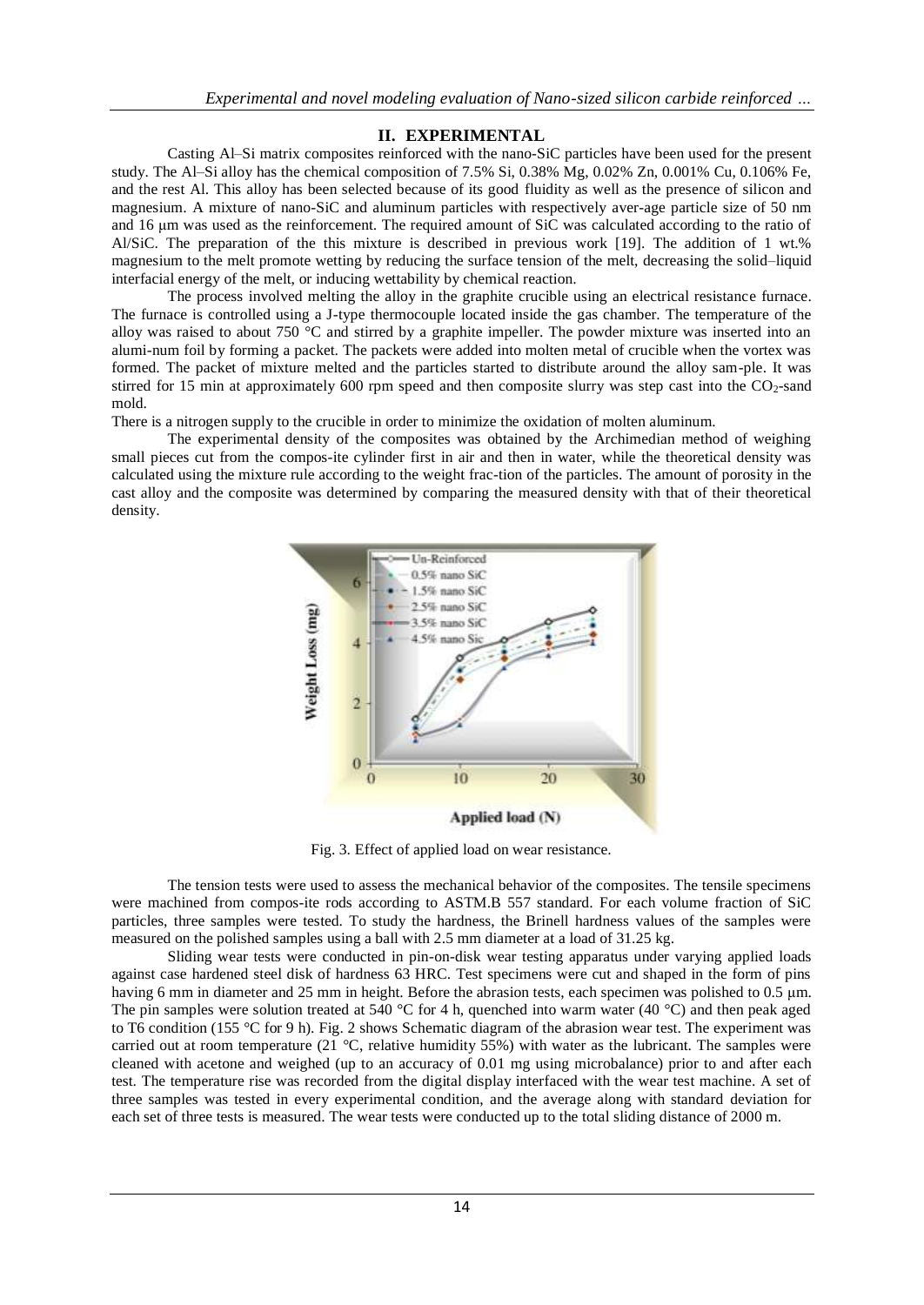## II. EXPERIMENTAL

Casting Al–Si matrix composites reinforced with the nano-SiC particles have been used for the present study. The Al–Si alloy has the chemical composition of 7.5% Si, 0.38% Mg, 0.02% Zn, 0.001% Cu, 0.106% Fe, and the rest Al. This alloy has been selected because of its good fluidity as well as the presence of silicon and magnesium. A mixture of nano-SiC and aluminum particles with respectively aver-age particle size of 50 nm and 16 μm was used as the reinforcement. The required amount of SiC was calculated according to the ratio of Al/SiC. The preparation of the this mixture is described in previous work [19]. The addition of 1 wt.% magnesium to the melt promote wetting by reducing the surface tension of the melt, decreasing the solid–liquid interfacial energy of the melt, or inducing wettability by chemical reaction.

The process involved melting the alloy in the graphite crucible using an electrical resistance furnace. The furnace is controlled using a J-type thermocouple located inside the gas chamber. The temperature of the alloy was raised to about 750 °C and stirred by a graphite impeller. The powder mixture was inserted into an alumi-num foil by forming a packet. The packets were added into molten metal of crucible when the vortex was formed. The packet of mixture melted and the particles started to distribute around the alloy sam-ple. It was stirred for 15 min at approximately 600 rpm speed and then composite slurry was step cast into the $CO_2$-sand mold.

There is a nitrogen supply to the crucible in order to minimize the oxidation of molten aluminum.

The experimental density of the composites was obtained by the Archimedian method of weighing small pieces cut from the compos-ite cylinder first in air and then in water, while the theoretical density was calculated using the mixture rule according to the weight frac-tion of the particles. The amount of porosity in the cast alloy and the composite was determined by comparing the measured density with that of their theoretical density.

Fig. 3. Effect of applied load on wear resistance.

The tension tests were used to assess the mechanical behavior of the composites. The tensile specimens were machined from compos-ite rods according to ASTM.B 557 standard. For each volume fraction of SiC particles, three samples were tested. To study the hardness, the Brinell hardness values of the samples were measured on the polished samples using a ball with 2.5 mm diameter at a load of 31.25 kg.

Sliding wear tests were conducted in pin-on-disk wear testing apparatus under varying applied loads against case hardened steel disk of hardness 63 HRC. Test specimens were cut and shaped in the form of pins having 6 mm in diameter and 25 mm in height. Before the abrasion tests, each specimen was polished to 0.5 μm. The pin samples were solution treated at 540 °C for 4 h, quenched into warm water (40 °C) and then peak aged to T6 condition (155 °C for 9 h). Fig. 2 shows Schematic diagram of the abrasion wear test. The experiment was carried out at room temperature (21 °C, relative humidity 55%) with water as the lubricant. The samples were cleaned with acetone and weighed (up to an accuracy of 0.01 mg using microbalance) prior to and after each test. The temperature rise was recorded from the digital display interfaced with the wear test machine. A set of three samples was tested in every experimental condition, and the average along with standard deviation for each set of three tests is measured. The wear tests were conducted up to the total sliding distance of 2000 m.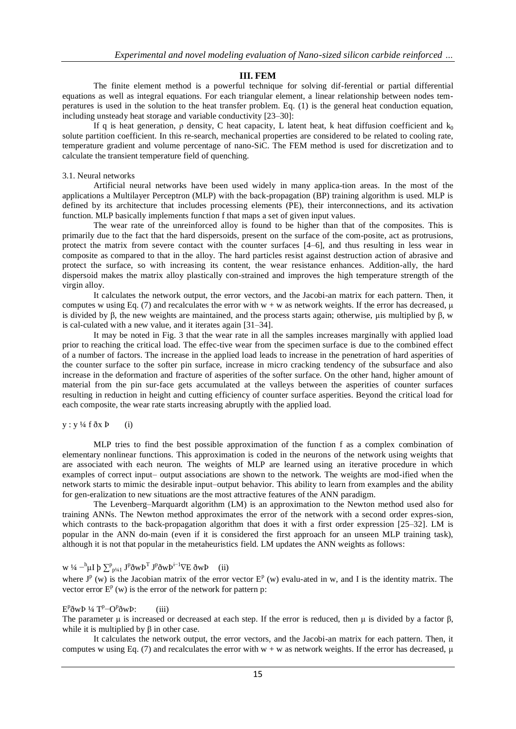## III. FEM

The finite element method is a powerful technique for solving dif-ferential or partial differential equations as well as integral equations. For each triangular element, a linear relationship between nodes tem-peratures is used in the solution to the heat transfer problem. Eq. (1) is the general heat conduction equation, including unsteady heat storage and variable conductivity [23–30]:

If q is heat generation, ρ density, C heat capacity, L latent heat, k heat diffusion coefficient and $k_0$ solute partition coefficient. In this re-search, mechanical properties are considered to be related to cooling rate, temperature gradient and volume percentage of nano-SiC. The FEM method is used for discretization and to calculate the transient temperature field of quenching.

### 3.1. Neural networks

Artificial neural networks have been used widely in many applica-tion areas. In the most of the applications a Multilayer Perceptron (MLP) with the back-propagation (BP) training algorithm is used. MLP is defined by its architecture that includes processing elements (PE), their interconnections, and its activation function. MLP basically implements function f that maps a set of given input values.

The wear rate of the unreinforced alloy is found to be higher than that of the composites. This is primarily due to the fact that the hard dispersoids, present on the surface of the com-posite, act as protrusions, protect the matrix from severe contact with the counter surfaces [4–6], and thus resulting in less wear in composite as compared to that in the alloy. The hard particles resist against destruction action of abrasive and protect the surface, so with increasing its content, the wear resistance enhances. Addition-ally, the hard dispersoid makes the matrix alloy plastically con-strained and improves the high temperature strength of the virgin alloy.

It calculates the network output, the error vectors, and the Jacobi-an matrix for each pattern. Then, it computes w using Eq. (7) and recalculates the error with w + w as network weights. If the error has decreased, μ is divided by β, the new weights are maintained, and the process starts again; otherwise, μis multiplied by β, w is cal-culated with a new value, and it iterates again [31–34].

It may be noted in Fig. 3 that the wear rate in all the samples increases marginally with applied load prior to reaching the critical load. The effec-tive wear from the specimen surface is due to the combined effect of a number of factors. The increase in the applied load leads to increase in the penetration of hard asperities of the counter surface to the softer pin surface, increase in micro cracking tendency of the subsurface and also increase in the deformation and fracture of asperities of the softer surface. On the other hand, higher amount of material from the pin sur-face gets accumulated at the valleys between the asperities of counter surfaces resulting in reduction in height and cutting efficiency of counter surface asperities. Beyond the critical load for each composite, the wear rate starts increasing abruptly with the applied load.

y : y ¼ f ðx Þ (i)

MLP tries to find the best possible approximation of the function f as a complex combination of elementary nonlinear functions. This approximation is coded in the neurons of the network using weights that are associated with each neuron. The weights of MLP are learned using an iterative procedure in which examples of correct input– output associations are shown to the network. The weights are mod-ified when the network starts to mimic the desirable input–output behavior. This ability to learn from examples and the ability for gen-eralization to new situations are the most attractive features of the ANN paradigm.

The Levenberg–Marquardt algorithm (LM) is an approximation to the Newton method used also for training ANNs. The Newton method approximates the error of the network with a second order expres-sion, which contrasts to the back-propagation algorithm that does it with a first order expression [25–32]. LM is popular in the ANN do-main (even if it is considered the first approach for an unseen MLP training task), although it is not that popular in the metaheuristics field. LM updates the ANN weights as follows:

w ¼ −$^{h}$μI þ $\sum^{p}_{p¼1}$ J$^{p}$ðwÞ$^{T}$ J$^{p}$ðwÞ$^{i-1}$∇E ðwÞ (ii)

where $J^p$ (w) is the Jacobian matrix of the error vector $E^p$ (w) evalu-ated in w, and I is the identity matrix. The vector error $E^p$ (w) is the error of the network for pattern p:

E$^{p}$ðwÞ ¼ T$^{p}$−O$^{p}$ðwÞ: (iii)

The parameter μ is increased or decreased at each step. If the error is reduced, then μ is divided by a factor β, while it is multiplied by β in other case.

It calculates the network output, the error vectors, and the Jacobi-an matrix for each pattern. Then, it computes w using Eq. (7) and recalculates the error with w + w as network weights. If the error has decreased, μ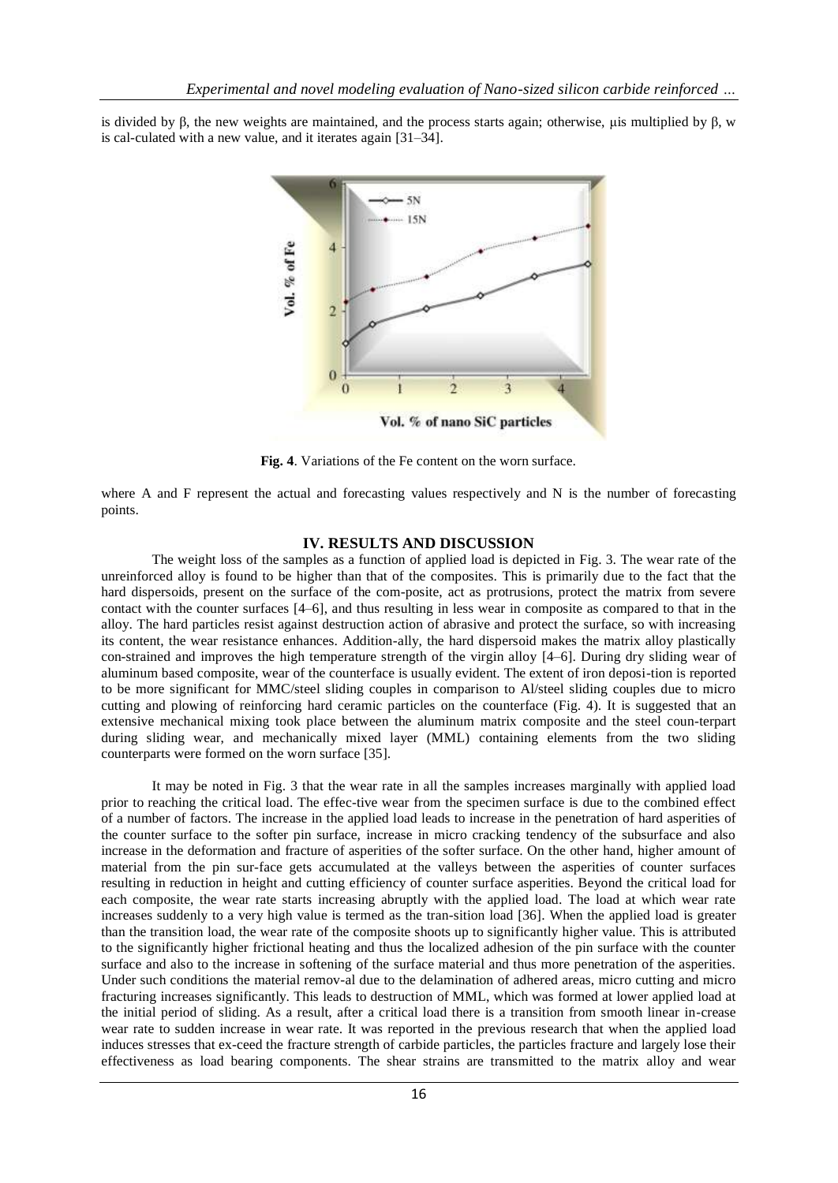is divided by β, the new weights are maintained, and the process starts again; otherwise, μis multiplied by β, w is cal-culated with a new value, and it iterates again [31–34].

**Fig. 4**. Variations of the Fe content on the worn surface.

where A and F represent the actual and forecasting values respectively and N is the number of forecasting points.

## IV. RESULTS AND DISCUSSION

The weight loss of the samples as a function of applied load is depicted in Fig. 3. The wear rate of the unreinforced alloy is found to be higher than that of the composites. This is primarily due to the fact that the hard dispersoids, present on the surface of the com-posite, act as protrusions, protect the matrix from severe contact with the counter surfaces [4–6], and thus resulting in less wear in composite as compared to that in the alloy. The hard particles resist against destruction action of abrasive and protect the surface, so with increasing its content, the wear resistance enhances. Addition-ally, the hard dispersoid makes the matrix alloy plastically con-strained and improves the high temperature strength of the virgin alloy [4–6]. During dry sliding wear of aluminum based composite, wear of the counterface is usually evident. The extent of iron deposi-tion is reported to be more significant for MMC/steel sliding couples in comparison to Al/steel sliding couples due to micro cutting and plowing of reinforcing hard ceramic particles on the counterface (Fig. 4). It is suggested that an extensive mechanical mixing took place between the aluminum matrix composite and the steel coun-terpart during sliding wear, and mechanically mixed layer (MML) containing elements from the two sliding counterparts were formed on the worn surface [35].

It may be noted in Fig. 3 that the wear rate in all the samples increases marginally with applied load prior to reaching the critical load. The effec-tive wear from the specimen surface is due to the combined effect of a number of factors. The increase in the applied load leads to increase in the penetration of hard asperities of the counter surface to the softer pin surface, increase in micro cracking tendency of the subsurface and also increase in the deformation and fracture of asperities of the softer surface. On the other hand, higher amount of material from the pin sur-face gets accumulated at the valleys between the asperities of counter surfaces resulting in reduction in height and cutting efficiency of counter surface asperities. Beyond the critical load for each composite, the wear rate starts increasing abruptly with the applied load. The load at which wear rate increases suddenly to a very high value is termed as the tran-sition load [36]. When the applied load is greater than the transition load, the wear rate of the composite shoots up to significantly higher value. This is attributed to the significantly higher frictional heating and thus the localized adhesion of the pin surface with the counter surface and also to the increase in softening of the surface material and thus more penetration of the asperities. Under such conditions the material remov-al due to the delamination of adhered areas, micro cutting and micro fracturing increases significantly. This leads to destruction of MML, which was formed at lower applied load at the initial period of sliding. As a result, after a critical load there is a transition from smooth linear in-crease wear rate to sudden increase in wear rate. It was reported in the previous research that when the applied load induces stresses that ex-ceed the fracture strength of carbide particles, the particles fracture and largely lose their effectiveness as load bearing components. The shear strains are transmitted to the matrix alloy and wear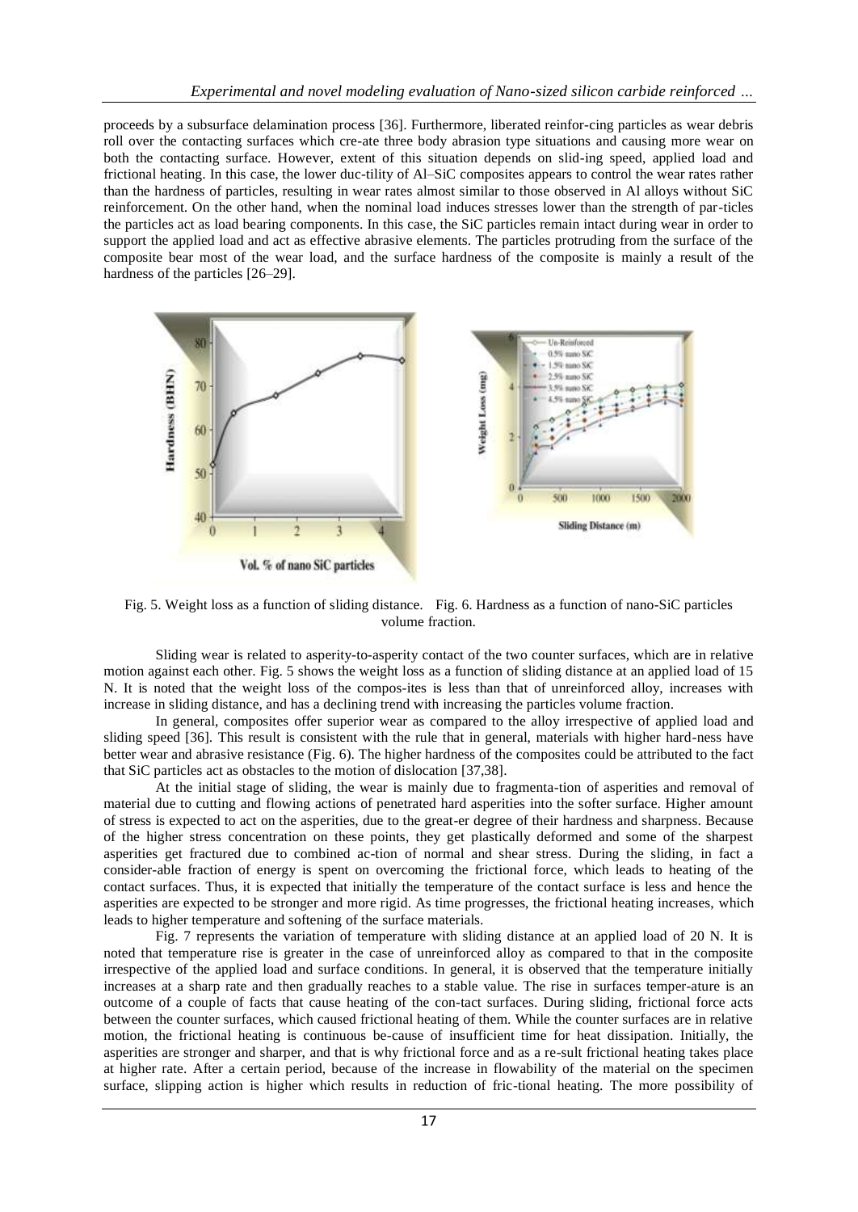proceeds by a subsurface delamination process [36]. Furthermore, liberated reinfor-cing particles as wear debris roll over the contacting surfaces which cre-ate three body abrasion type situations and causing more wear on both the contacting surface. However, extent of this situation depends on slid-ing speed, applied load and frictional heating. In this case, the lower duc-tility of Al–SiC composites appears to control the wear rates rather than the hardness of particles, resulting in wear rates almost similar to those observed in Al alloys without SiC reinforcement. On the other hand, when the nominal load induces stresses lower than the strength of par-ticles the particles act as load bearing components. In this case, the SiC particles remain intact during wear in order to support the applied load and act as effective abrasive elements. The particles protruding from the surface of the composite bear most of the wear load, and the surface hardness of the composite is mainly a result of the hardness of the particles [26–29].

Fig. 5. Weight loss as a function of sliding distance. Fig. 6. Hardness as a function of nano-SiC particles volume fraction.

Sliding wear is related to asperity-to-asperity contact of the two counter surfaces, which are in relative motion against each other. Fig. 5 shows the weight loss as a function of sliding distance at an applied load of 15 N. It is noted that the weight loss of the compos-ites is less than that of unreinforced alloy, increases with increase in sliding distance, and has a declining trend with increasing the particles volume fraction.

In general, composites offer superior wear as compared to the alloy irrespective of applied load and sliding speed [36]. This result is consistent with the rule that in general, materials with higher hard-ness have better wear and abrasive resistance (Fig. 6). The higher hardness of the composites could be attributed to the fact that SiC particles act as obstacles to the motion of dislocation [37,38].

At the initial stage of sliding, the wear is mainly due to fragmenta-tion of asperities and removal of material due to cutting and flowing actions of penetrated hard asperities into the softer surface. Higher amount of stress is expected to act on the asperities, due to the great-er degree of their hardness and sharpness. Because of the higher stress concentration on these points, they get plastically deformed and some of the sharpest asperities get fractured due to combined ac-tion of normal and shear stress. During the sliding, in fact a consider-able fraction of energy is spent on overcoming the frictional force, which leads to heating of the contact surfaces. Thus, it is expected that initially the temperature of the contact surface is less and hence the asperities are expected to be stronger and more rigid. As time progresses, the frictional heating increases, which leads to higher temperature and softening of the surface materials.

Fig. 7 represents the variation of temperature with sliding distance at an applied load of 20 N. It is noted that temperature rise is greater in the case of unreinforced alloy as compared to that in the composite irrespective of the applied load and surface conditions. In general, it is observed that the temperature initially increases at a sharp rate and then gradually reaches to a stable value. The rise in surfaces temper-ature is an outcome of a couple of facts that cause heating of the con-tact surfaces. During sliding, frictional force acts between the counter surfaces, which caused frictional heating of them. While the counter surfaces are in relative motion, the frictional heating is continuous be-cause of insufficient time for heat dissipation. Initially, the asperities are stronger and sharper, and that is why frictional force and as a re-sult frictional heating takes place at higher rate. After a certain period, because of the increase in flowability of the material on the specimen surface, slipping action is higher which results in reduction of fric-tional heating. The more possibility of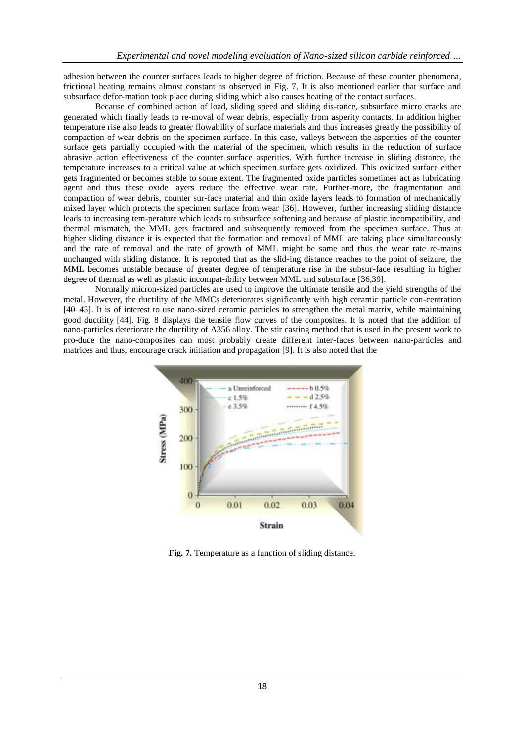adhesion between the counter surfaces leads to higher degree of friction. Because of these counter phenomena, frictional heating remains almost constant as observed in Fig. 7. It is also mentioned earlier that surface and subsurface defor-mation took place during sliding which also causes heating of the contact surfaces.

Because of combined action of load, sliding speed and sliding dis-tance, subsurface micro cracks are generated which finally leads to re-moval of wear debris, especially from asperity contacts. In addition higher temperature rise also leads to greater flowability of surface materials and thus increases greatly the possibility of compaction of wear debris on the specimen surface. In this case, valleys between the asperities of the counter surface gets partially occupied with the material of the specimen, which results in the reduction of surface abrasive action effectiveness of the counter surface asperities. With further increase in sliding distance, the temperature increases to a critical value at which specimen surface gets oxidized. This oxidized surface either gets fragmented or becomes stable to some extent. The fragmented oxide particles sometimes act as lubricating agent and thus these oxide layers reduce the effective wear rate. Further-more, the fragmentation and compaction of wear debris, counter sur-face material and thin oxide layers leads to formation of mechanically mixed layer which protects the specimen surface from wear [36]. However, further increasing sliding distance leads to increasing tem-perature which leads to subsurface softening and because of plastic incompatibility, and thermal mismatch, the MML gets fractured and subsequently removed from the specimen surface. Thus at higher sliding distance it is expected that the formation and removal of MML are taking place simultaneously and the rate of removal and the rate of growth of MML might be same and thus the wear rate re-mains unchanged with sliding distance. It is reported that as the slid-ing distance reaches to the point of seizure, the MML becomes unstable because of greater degree of temperature rise in the subsur-face resulting in higher degree of thermal as well as plastic incompat-ibility between MML and subsurface [36,39].

Normally micron-sized particles are used to improve the ultimate tensile and the yield strengths of the metal. However, the ductility of the MMCs deteriorates significantly with high ceramic particle con-centration [40–43]. It is of interest to use nano-sized ceramic particles to strengthen the metal matrix, while maintaining good ductility [44]. Fig. 8 displays the tensile flow curves of the composites. It is noted that the addition of nano-particles deteriorate the ductility of A356 alloy. The stir casting method that is used in the present work to pro-duce the nano-composites can most probably create different inter-faces between nano-particles and matrices and thus, encourage crack initiation and propagation [9]. It is also noted that the

**Fig. 7.** Temperature as a function of sliding distance.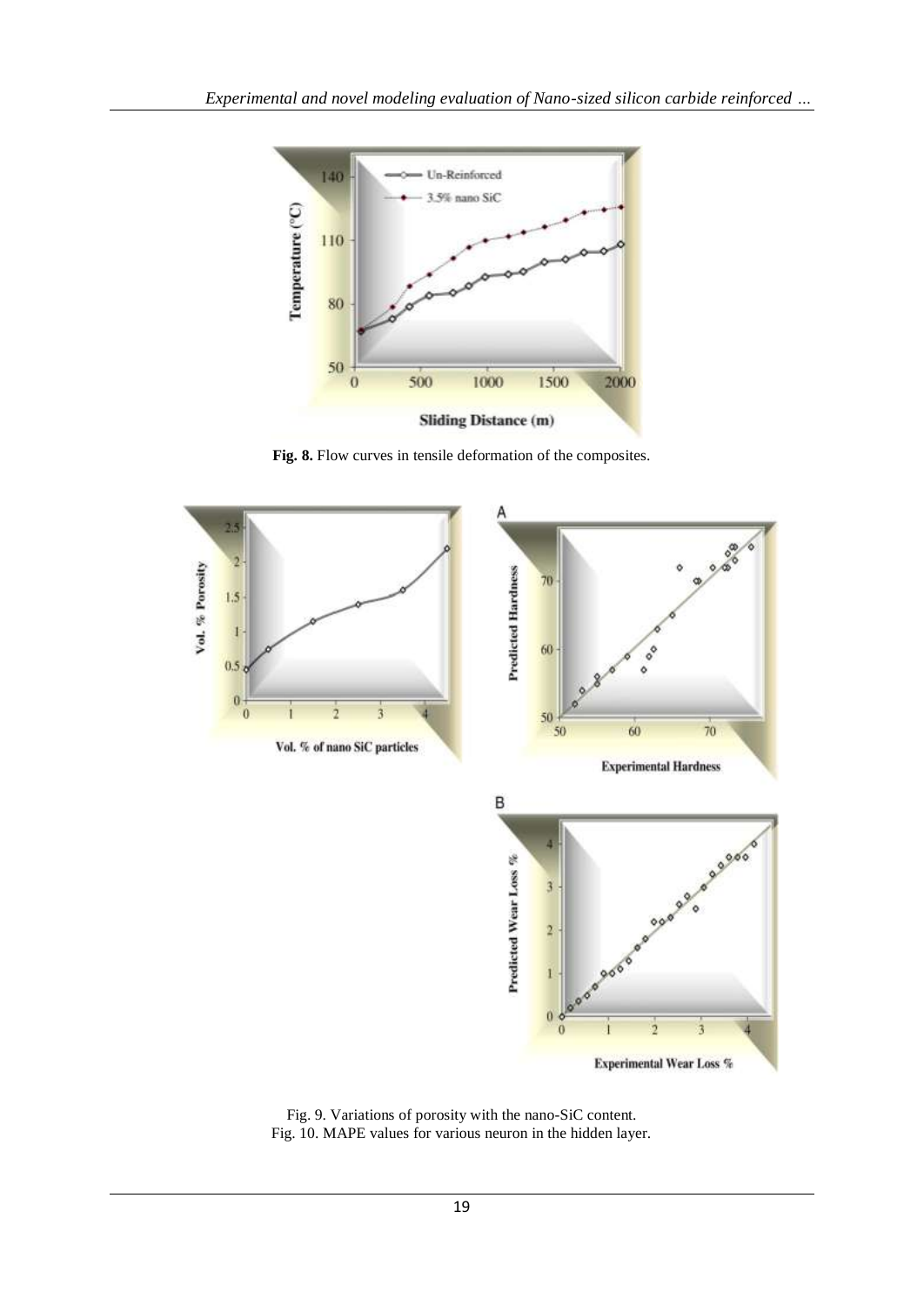**Fig. 8.** Flow curves in tensile deformation of the composites.

Fig. 9. Variations of porosity with the nano-SiC content.
Fig. 10. MAPE values for various neuron in the hidden layer.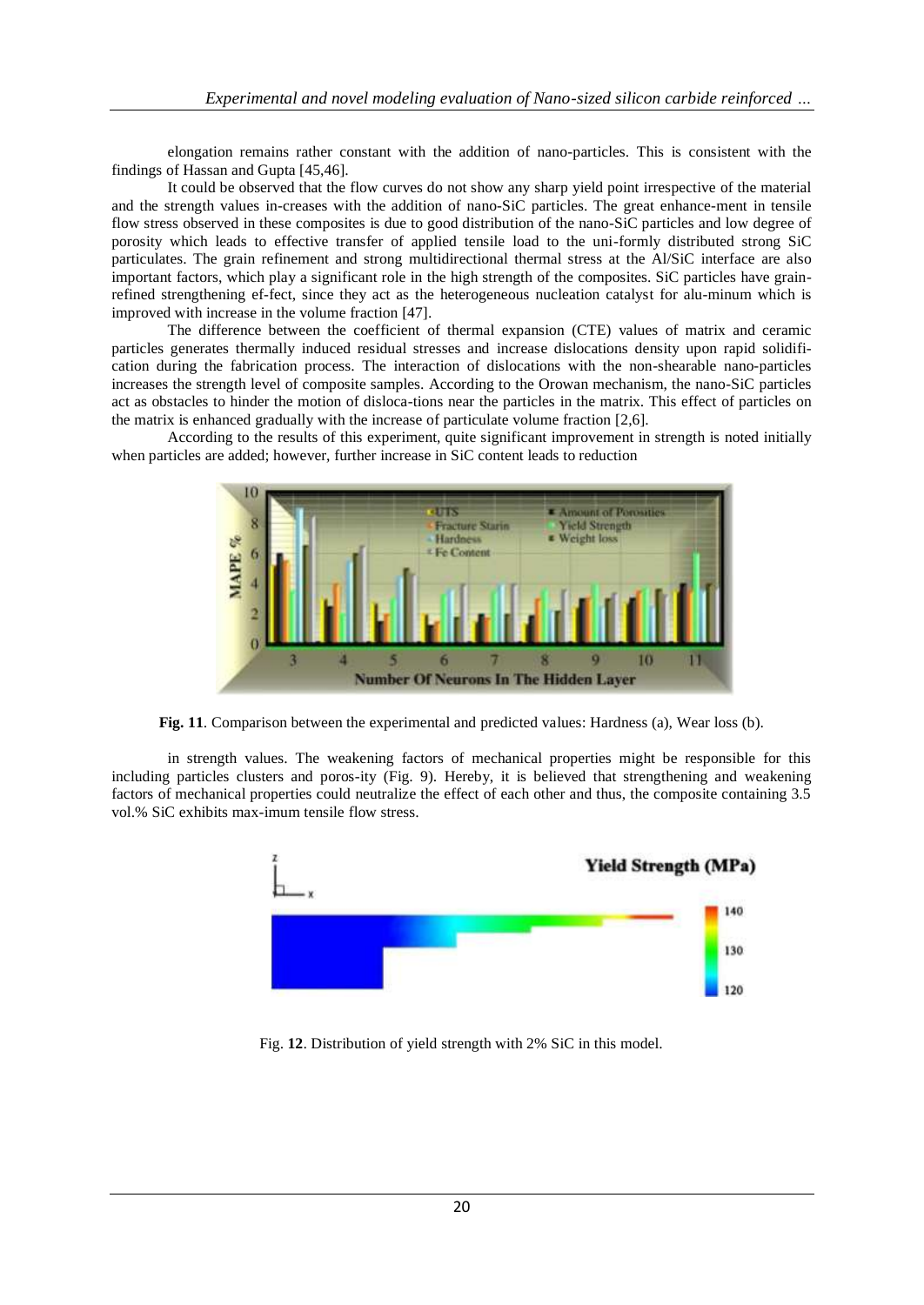elongation remains rather constant with the addition of nano-particles. This is consistent with the findings of Hassan and Gupta [45,46].

It could be observed that the flow curves do not show any sharp yield point irrespective of the material and the strength values in-creases with the addition of nano-SiC particles. The great enhance-ment in tensile flow stress observed in these composites is due to good distribution of the nano-SiC particles and low degree of porosity which leads to effective transfer of applied tensile load to the uni-formly distributed strong SiC particulates. The grain refinement and strong multidirectional thermal stress at the Al/SiC interface are also important factors, which play a significant role in the high strength of the composites. SiC particles have grain-refined strengthening ef-fect, since they act as the heterogeneous nucleation catalyst for alu-minum which is improved with increase in the volume fraction [47].

The difference between the coefficient of thermal expansion (CTE) values of matrix and ceramic particles generates thermally induced residual stresses and increase dislocations density upon rapid solidifi-cation during the fabrication process. The interaction of dislocations with the non-shearable nano-particles increases the strength level of composite samples. According to the Orowan mechanism, the nano-SiC particles act as obstacles to hinder the motion of disloca-tions near the particles in the matrix. This effect of particles on the matrix is enhanced gradually with the increase of particulate volume fraction [2,6].

According to the results of this experiment, quite significant improvement in strength is noted initially when particles are added; however, further increase in SiC content leads to reduction

**Fig. 11**. Comparison between the experimental and predicted values: Hardness (a), Wear loss (b).

in strength values. The weakening factors of mechanical properties might be responsible for this including particles clusters and poros-ity (Fig. 9). Hereby, it is believed that strengthening and weakening factors of mechanical properties could neutralize the effect of each other and thus, the composite containing 3.5 vol.% SiC exhibits max-imum tensile flow stress.

Fig. **12**. Distribution of yield strength with 2% SiC in this model.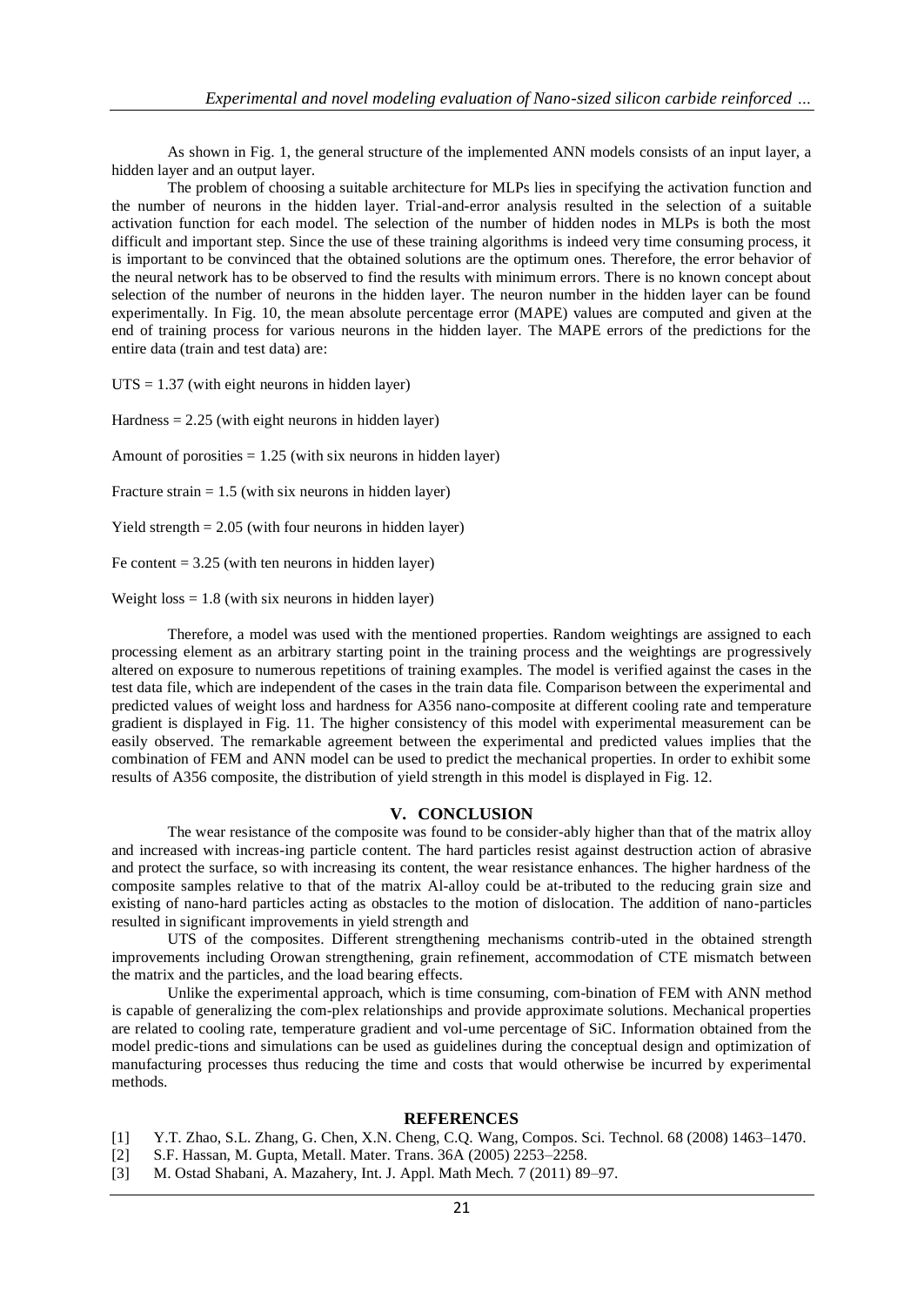As shown in Fig. 1, the general structure of the implemented ANN models consists of an input layer, a hidden layer and an output layer.

The problem of choosing a suitable architecture for MLPs lies in specifying the activation function and the number of neurons in the hidden layer. Trial-and-error analysis resulted in the selection of a suitable activation function for each model. The selection of the number of hidden nodes in MLPs is both the most difficult and important step. Since the use of these training algorithms is indeed very time consuming process, it is important to be convinced that the obtained solutions are the optimum ones. Therefore, the error behavior of the neural network has to be observed to find the results with minimum errors. There is no known concept about selection of the number of neurons in the hidden layer. The neuron number in the hidden layer can be found experimentally. In Fig. 10, the mean absolute percentage error (MAPE) values are computed and given at the end of training process for various neurons in the hidden layer. The MAPE errors of the predictions for the entire data (train and test data) are:

UTS = 1.37 (with eight neurons in hidden layer)

Hardness = 2.25 (with eight neurons in hidden layer)

Amount of porosities = 1.25 (with six neurons in hidden layer)

Fracture strain = 1.5 (with six neurons in hidden layer)

Yield strength = 2.05 (with four neurons in hidden layer)

Fe content = 3.25 (with ten neurons in hidden layer)

Weight loss = 1.8 (with six neurons in hidden layer)

Therefore, a model was used with the mentioned properties. Random weightings are assigned to each processing element as an arbitrary starting point in the training process and the weightings are progressively altered on exposure to numerous repetitions of training examples. The model is verified against the cases in the test data file, which are independent of the cases in the train data file. Comparison between the experimental and predicted values of weight loss and hardness for A356 nano-composite at different cooling rate and temperature gradient is displayed in Fig. 11. The higher consistency of this model with experimental measurement can be easily observed. The remarkable agreement between the experimental and predicted values implies that the combination of FEM and ANN model can be used to predict the mechanical properties. In order to exhibit some results of A356 composite, the distribution of yield strength in this model is displayed in Fig. 12.

## V. CONCLUSION

The wear resistance of the composite was found to be consider-ably higher than that of the matrix alloy and increased with increas-ing particle content. The hard particles resist against destruction action of abrasive and protect the surface, so with increasing its content, the wear resistance enhances. The higher hardness of the composite samples relative to that of the matrix Al-alloy could be at-tributed to the reducing grain size and existing of nano-hard particles acting as obstacles to the motion of dislocation. The addition of nano-particles resulted in significant improvements in yield strength and

UTS of the composites. Different strengthening mechanisms contrib-uted in the obtained strength improvements including Orowan strengthening, grain refinement, accommodation of CTE mismatch between the matrix and the particles, and the load bearing effects.

Unlike the experimental approach, which is time consuming, com-bination of FEM with ANN method is capable of generalizing the com-plex relationships and provide approximate solutions. Mechanical properties are related to cooling rate, temperature gradient and vol-ume percentage of SiC. Information obtained from the model predic-tions and simulations can be used as guidelines during the conceptual design and optimization of manufacturing processes thus reducing the time and costs that would otherwise be incurred by experimental methods.

## REFERENCES

[1] Y.T. Zhao, S.L. Zhang, G. Chen, X.N. Cheng, C.Q. Wang, Compos. Sci. Technol. 68 (2008) 1463–1470.

[2] S.F. Hassan, M. Gupta, Metall. Mater. Trans. 36A (2005) 2253–2258.

[3] M. Ostad Shabani, A. Mazahery, Int. J. Appl. Math Mech. 7 (2011) 89–97.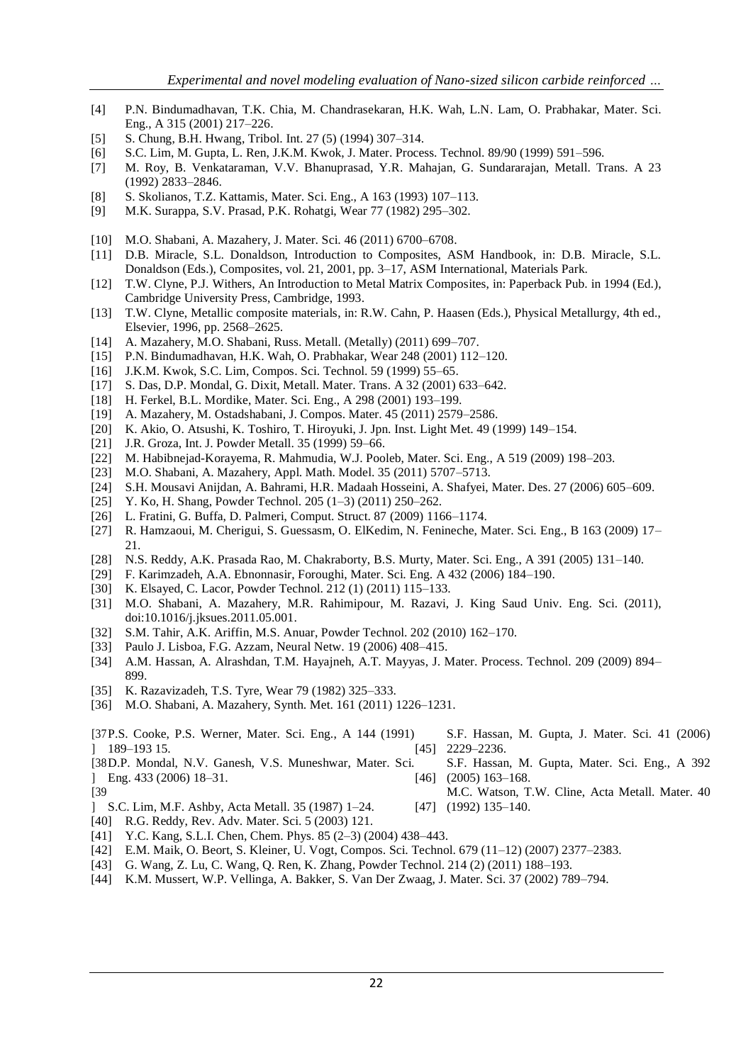[4] P.N. Bindumadhavan, T.K. Chia, M. Chandrasekaran, H.K. Wah, L.N. Lam, O. Prabhakar, Mater. Sci. Eng., A 315 (2001) 217–226.

[5] S. Chung, B.H. Hwang, Tribol. Int. 27 (5) (1994) 307–314.

[6] S.C. Lim, M. Gupta, L. Ren, J.K.M. Kwok, J. Mater. Process. Technol. 89/90 (1999) 591–596.

[7] M. Roy, B. Venkataraman, V.V. Bhanuprasad, Y.R. Mahajan, G. Sundararajan, Metall. Trans. A 23 (1992) 2833–2846.

[8] S. Skolianos, T.Z. Kattamis, Mater. Sci. Eng., A 163 (1993) 107–113.

[9] M.K. Surappa, S.V. Prasad, P.K. Rohatgi, Wear 77 (1982) 295–302.

[10] M.O. Shabani, A. Mazahery, J. Mater. Sci. 46 (2011) 6700–6708.

[11] D.B. Miracle, S.L. Donaldson, Introduction to Composites, ASM Handbook, in: D.B. Miracle, S.L. Donaldson (Eds.), Composites, vol. 21, 2001, pp. 3–17, ASM International, Materials Park.

[12] T.W. Clyne, P.J. Withers, An Introduction to Metal Matrix Composites, in: Paperback Pub. in 1994 (Ed.), Cambridge University Press, Cambridge, 1993.

[13] T.W. Clyne, Metallic composite materials, in: R.W. Cahn, P. Haasen (Eds.), Physical Metallurgy, 4th ed., Elsevier, 1996, pp. 2568–2625.

[14] A. Mazahery, M.O. Shabani, Russ. Metall. (Metally) (2011) 699–707.

[15] P.N. Bindumadhavan, H.K. Wah, O. Prabhakar, Wear 248 (2001) 112–120.

[16] J.K.M. Kwok, S.C. Lim, Compos. Sci. Technol. 59 (1999) 55–65.

[17] S. Das, D.P. Mondal, G. Dixit, Metall. Mater. Trans. A 32 (2001) 633–642.

[18] H. Ferkel, B.L. Mordike, Mater. Sci. Eng., A 298 (2001) 193–199.

[19] A. Mazahery, M. Ostadshabani, J. Compos. Mater. 45 (2011) 2579–2586.

[20] K. Akio, O. Atsushi, K. Toshiro, T. Hiroyuki, J. Jpn. Inst. Light Met. 49 (1999) 149–154.

[21] J.R. Groza, Int. J. Powder Metall. 35 (1999) 59–66.

[22] M. Habibnejad-Korayema, R. Mahmudia, W.J. Pooleb, Mater. Sci. Eng., A 519 (2009) 198–203.

[23] M.O. Shabani, A. Mazahery, Appl. Math. Model. 35 (2011) 5707–5713.

[24] S.H. Mousavi Anijdan, A. Bahrami, H.R. Madaah Hosseini, A. Shafyei, Mater. Des. 27 (2006) 605–609.

[25] Y. Ko, H. Shang, Powder Technol. 205 (1–3) (2011) 250–262.

[26] L. Fratini, G. Buffa, D. Palmeri, Comput. Struct. 87 (2009) 1166–1174.

[27] R. Hamzaoui, M. Cherigui, S. Guessasm, O. ElKedim, N. Fenineche, Mater. Sci. Eng., B 163 (2009) 17–21.

[28] N.S. Reddy, A.K. Prasada Rao, M. Chakraborty, B.S. Murty, Mater. Sci. Eng., A 391 (2005) 131–140.

[29] F. Karimzadeh, A.A. Ebnonnasir, Foroughi, Mater. Sci. Eng. A 432 (2006) 184–190.

[30] K. Elsayed, C. Lacor, Powder Technol. 212 (1) (2011) 115–133.

[31] M.O. Shabani, A. Mazahery, M.R. Rahimipour, M. Razavi, J. King Saud Univ. Eng. Sci. (2011), doi:10.1016/j.jksues.2011.05.001.

[32] S.M. Tahir, A.K. Ariffin, M.S. Anuar, Powder Technol. 202 (2010) 162–170.

[33] Paulo J. Lisboa, F.G. Azzam, Neural Netw. 19 (2006) 408–415.

[34] A.M. Hassan, A. Alrashdan, T.M. Hayajneh, A.T. Mayyas, J. Mater. Process. Technol. 209 (2009) 894–899.

[35] K. Razavizadeh, T.S. Tyre, Wear 79 (1982) 325–333.

[36] M.O. Shabani, A. Mazahery, Synth. Met. 161 (2011) 1226–1231.

[37] P.S. Cooke, P.S. Werner, Mater. Sci. Eng., A 144 (1991) 189–193 15.

[38] D.P. Mondal, N.V. Ganesh, V.S. Muneshwar, Mater. Sci. Eng. 433 (2006) 18–31.

[39] S.C. Lim, M.F. Ashby, Acta Metall. 35 (1987) 1–24.

[40] R.G. Reddy, Rev. Adv. Mater. Sci. 5 (2003) 121.

[41] Y.C. Kang, S.L.I. Chen, Chem. Phys. 85 (2–3) (2004) 438–443.

[42] E.M. Maik, O. Beort, S. Kleiner, U. Vogt, Compos. Sci. Technol. 679 (11–12) (2007) 2377–2383.

[43] G. Wang, Z. Lu, C. Wang, Q. Ren, K. Zhang, Powder Technol. 214 (2) (2011) 188–193.

[44] K.M. Mussert, W.P. Vellinga, A. Bakker, S. Van Der Zwaag, J. Mater. Sci. 37 (2002) 789–794.

[45] S.F. Hassan, M. Gupta, J. Mater. Sci. 41 (2006) 2229–2236.

[46] S.F. Hassan, M. Gupta, Mater. Sci. Eng., A 392 (2005) 163–168.

[47] M.C. Watson, T.W. Cline, Acta Metall. Mater. 40 (1992) 135–140.